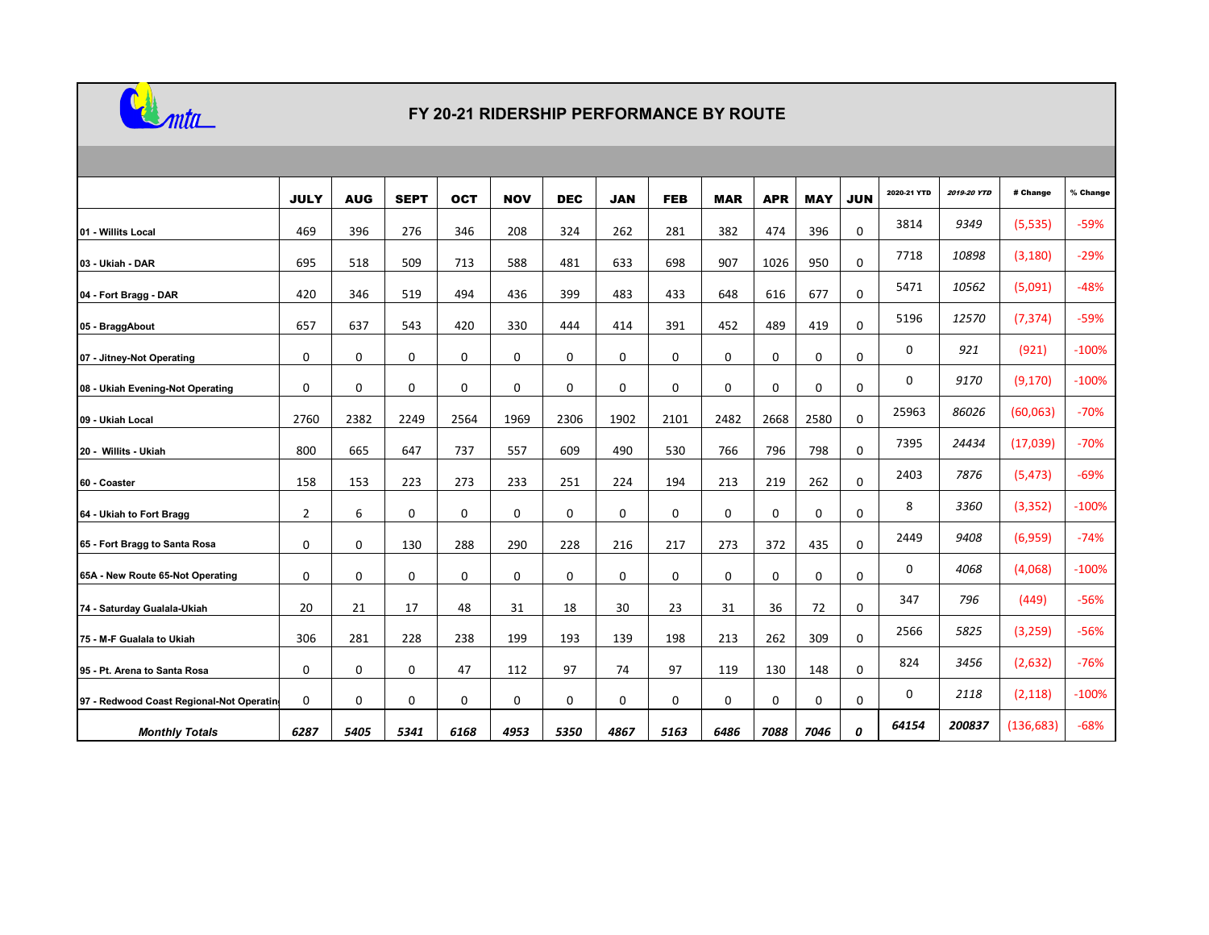# FY 20-21 RIDERSHIP PERFORMANCE BY ROUTE

| | JULY | AUG | SEPT | OCT | NOV | DEC | JAN | FEB | MAR | APR | MAY | JUN | 2020-21 YTD | 2019-20 YTD | # Change | % Change |
|---|---|---|---|---|---|---|---|---|---|---|---|---|---|---|---|---|
| 01 - Willits Local | 469 | 396 | 276 | 346 | 208 | 324 | 262 | 281 | 382 | 474 | 396 | 0 | 3814 | 9349 | (5,535) | -59% |
| 03 - Ukiah - DAR | 695 | 518 | 509 | 713 | 588 | 481 | 633 | 698 | 907 | 1026 | 950 | 0 | 7718 | 10898 | (3,180) | -29% |
| 04 - Fort Bragg - DAR | 420 | 346 | 519 | 494 | 436 | 399 | 483 | 433 | 648 | 616 | 677 | 0 | 5471 | 10562 | (5,091) | -48% |
| 05 - BraggAbout | 657 | 637 | 543 | 420 | 330 | 444 | 414 | 391 | 452 | 489 | 419 | 0 | 5196 | 12570 | (7,374) | -59% |
| 07 - Jitney-Not Operating | 0 | 0 | 0 | 0 | 0 | 0 | 0 | 0 | 0 | 0 | 0 | 0 | 0 | 921 | (921) | -100% |
| 08 - Ukiah Evening-Not Operating | 0 | 0 | 0 | 0 | 0 | 0 | 0 | 0 | 0 | 0 | 0 | 0 | 0 | 9170 | (9,170) | -100% |
| 09 - Ukiah Local | 2760 | 2382 | 2249 | 2564 | 1969 | 2306 | 1902 | 2101 | 2482 | 2668 | 2580 | 0 | 25963 | 86026 | (60,063) | -70% |
| 20 - Willits - Ukiah | 800 | 665 | 647 | 737 | 557 | 609 | 490 | 530 | 766 | 796 | 798 | 0 | 7395 | 24434 | (17,039) | -70% |
| 60 - Coaster | 158 | 153 | 223 | 273 | 233 | 251 | 224 | 194 | 213 | 219 | 262 | 0 | 2403 | 7876 | (5,473) | -69% |
| 64 - Ukiah to Fort Bragg | 2 | 6 | 0 | 0 | 0 | 0 | 0 | 0 | 0 | 0 | 0 | 0 | 8 | 3360 | (3,352) | -100% |
| 65 - Fort Bragg to Santa Rosa | 0 | 0 | 130 | 288 | 290 | 228 | 216 | 217 | 273 | 372 | 435 | 0 | 2449 | 9408 | (6,959) | -74% |
| 65A - New Route 65-Not Operating | 0 | 0 | 0 | 0 | 0 | 0 | 0 | 0 | 0 | 0 | 0 | 0 | 0 | 4068 | (4,068) | -100% |
| 74 - Saturday Gualala-Ukiah | 20 | 21 | 17 | 48 | 31 | 18 | 30 | 23 | 31 | 36 | 72 | 0 | 347 | 796 | (449) | -56% |
| 75 - M-F Gualala to Ukiah | 306 | 281 | 228 | 238 | 199 | 193 | 139 | 198 | 213 | 262 | 309 | 0 | 2566 | 5825 | (3,259) | -56% |
| 95 - Pt. Arena to Santa Rosa | 0 | 0 | 0 | 47 | 112 | 97 | 74 | 97 | 119 | 130 | 148 | 0 | 824 | 3456 | (2,632) | -76% |
| 97 - Redwood Coast Regional-Not Operatin | 0 | 0 | 0 | 0 | 0 | 0 | 0 | 0 | 0 | 0 | 0 | 0 | 0 | 2118 | (2,118) | -100% |
| ***Monthly Totals*** | ***6287*** | ***5405*** | ***5341*** | ***6168*** | ***4953*** | ***5350*** | ***4867*** | ***5163*** | ***6486*** | ***7088*** | ***7046*** | ***0*** | ***64154*** | ***200837*** | (136,683) | -68% |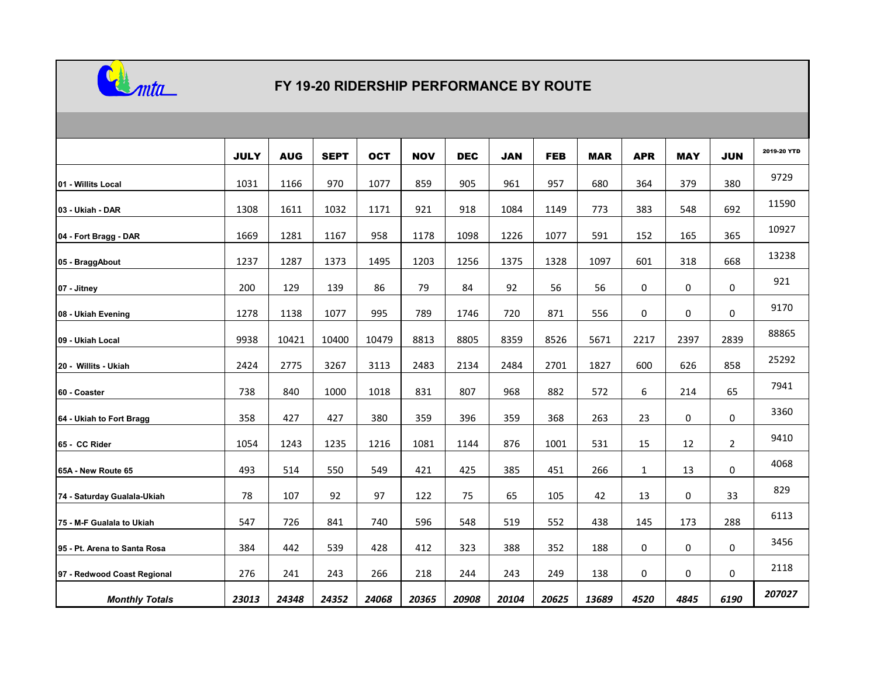# FY 19-20 RIDERSHIP PERFORMANCE BY ROUTE

| | JULY | AUG | SEPT | OCT | NOV | DEC | JAN | FEB | MAR | APR | MAY | JUN | 2019-20 YTD |
|---|---|---|---|---|---|---|---|---|---|---|---|---|---|
| **01 - Willits Local** | 1031 | 1166 | 970 | 1077 | 859 | 905 | 961 | 957 | 680 | 364 | 379 | 380 | 9729 |
| **03 - Ukiah - DAR** | 1308 | 1611 | 1032 | 1171 | 921 | 918 | 1084 | 1149 | 773 | 383 | 548 | 692 | 11590 |
| **04 - Fort Bragg - DAR** | 1669 | 1281 | 1167 | 958 | 1178 | 1098 | 1226 | 1077 | 591 | 152 | 165 | 365 | 10927 |
| **05 - BraggAbout** | 1237 | 1287 | 1373 | 1495 | 1203 | 1256 | 1375 | 1328 | 1097 | 601 | 318 | 668 | 13238 |
| **07 - Jitney** | 200 | 129 | 139 | 86 | 79 | 84 | 92 | 56 | 56 | 0 | 0 | 0 | 921 |
| **08 - Ukiah Evening** | 1278 | 1138 | 1077 | 995 | 789 | 1746 | 720 | 871 | 556 | 0 | 0 | 0 | 9170 |
| **09 - Ukiah Local** | 9938 | 10421 | 10400 | 10479 | 8813 | 8805 | 8359 | 8526 | 5671 | 2217 | 2397 | 2839 | 88865 |
| **20 - Willits - Ukiah** | 2424 | 2775 | 3267 | 3113 | 2483 | 2134 | 2484 | 2701 | 1827 | 600 | 626 | 858 | 25292 |
| **60 - Coaster** | 738 | 840 | 1000 | 1018 | 831 | 807 | 968 | 882 | 572 | 6 | 214 | 65 | 7941 |
| **64 - Ukiah to Fort Bragg** | 358 | 427 | 427 | 380 | 359 | 396 | 359 | 368 | 263 | 23 | 0 | 0 | 3360 |
| **65 - CC Rider** | 1054 | 1243 | 1235 | 1216 | 1081 | 1144 | 876 | 1001 | 531 | 15 | 12 | 2 | 9410 |
| **65A - New Route 65** | 493 | 514 | 550 | 549 | 421 | 425 | 385 | 451 | 266 | 1 | 13 | 0 | 4068 |
| **74 - Saturday Gualala-Ukiah** | 78 | 107 | 92 | 97 | 122 | 75 | 65 | 105 | 42 | 13 | 0 | 33 | 829 |
| **75 - M-F Gualala to Ukiah** | 547 | 726 | 841 | 740 | 596 | 548 | 519 | 552 | 438 | 145 | 173 | 288 | 6113 |
| **95 - Pt. Arena to Santa Rosa** | 384 | 442 | 539 | 428 | 412 | 323 | 388 | 352 | 188 | 0 | 0 | 0 | 3456 |
| **97 - Redwood Coast Regional** | 276 | 241 | 243 | 266 | 218 | 244 | 243 | 249 | 138 | 0 | 0 | 0 | 2118 |
| ***Monthly Totals*** | ***23013*** | ***24348*** | ***24352*** | ***24068*** | ***20365*** | ***20908*** | ***20104*** | ***20625*** | ***13689*** | ***4520*** | ***4845*** | ***6190*** | ***207027*** |